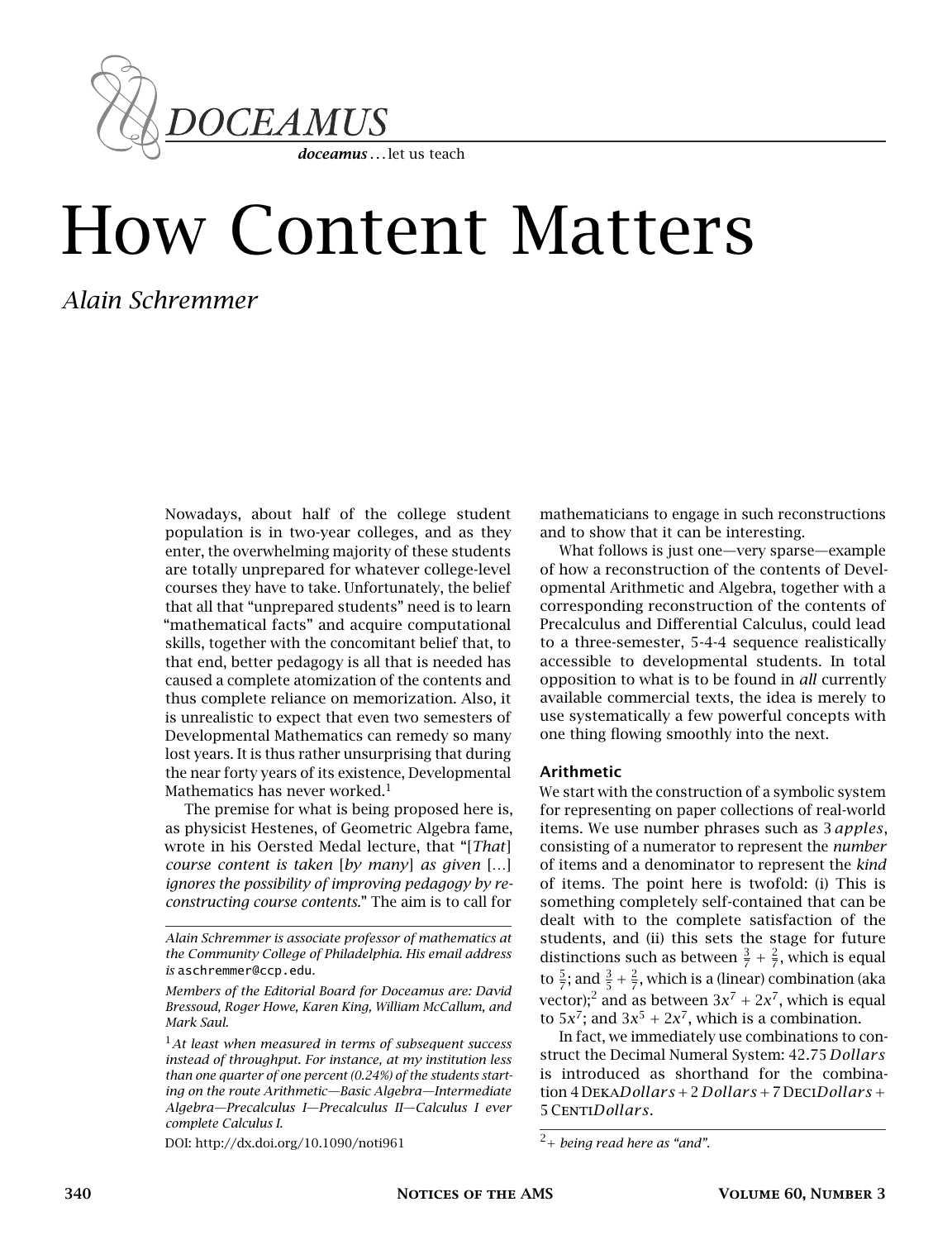*DOCEAMUS*

***doceamus*** . . . let us teach

# How Content Matters

*Alain Schremmer*

Nowadays, about half of the college student population is in two-year colleges, and as they enter, the overwhelming majority of these students are totally unprepared for whatever college-level courses they have to take. Unfortunately, the belief that all that "unprepared students" need is to learn "mathematical facts" and acquire computational skills, together with the concomitant belief that, to that end, better pedagogy is all that is needed has caused a complete atomization of the contents and thus complete reliance on memorization. Also, it is unrealistic to expect that even two semesters of Developmental Mathematics can remedy so many lost years. It is thus rather unsurprising that during the near forty years of its existence, Developmental Mathematics has never worked.[1]

The premise for what is being proposed here is, as physicist Hestenes, of Geometric Algebra fame, wrote in his Oersted Medal lecture, that "[*That*] *course content is taken* [*by many*] *as given* [...] *ignores the possibility of improving pedagogy by reconstructing course contents.*" The aim is to call for mathematicians to engage in such reconstructions and to show that it can be interesting.

What follows is just one—very sparse—example of how a reconstruction of the contents of Developmental Arithmetic and Algebra, together with a corresponding reconstruction of the contents of Precalculus and Differential Calculus, could lead to a three-semester, 5-4-4 sequence realistically accessible to developmental students. In total opposition to what is to be found in *all* currently available commercial texts, the idea is merely to use systematically a few powerful concepts with one thing flowing smoothly into the next.

### Arithmetic

We start with the construction of a symbolic system for representing on paper collections of real-world items. We use number phrases such as 3 *apples*, consisting of a numerator to represent the *number* of items and a denominator to represent the *kind* of items. The point here is twofold: (i) This is something completely self-contained that can be dealt with to the complete satisfaction of the students, and (ii) this sets the stage for future distinctions such as between $\frac{3}{7}+\frac{2}{7}$, which is equal to $\frac{5}{7}$; and $\frac{3}{5}+\frac{2}{7}$, which is a (linear) combination (aka vector);[2] and as between $3x^7+2x^7$, which is equal to $5x^7$; and $3x^5+2x^7$, which is a combination.

In fact, we immediately use combinations to construct the Decimal Numeral System: 42.75 *Dollars* is introduced as shorthand for the combination 4 DEKA*Dollars* + 2 *Dollars* + 7 DECI*Dollars* + 5 CENTI*Dollars*.

---

*Alain Schremmer is associate professor of mathematics at the Community College of Philadelphia. His email address is* aschremmer@ccp.edu*.*

*Members of the Editorial Board for Doceamus are: David Bressoud, Roger Howe, Karen King, William McCallum, and Mark Saul.*

[1] *At least when measured in terms of subsequent success instead of throughput. For instance, at my institution less than one quarter of one percent (0.24%) of the students starting on the route Arithmetic—Basic Algebra—Intermediate Algebra—Precalculus I—Precalculus II—Calculus I ever complete Calculus I.*

DOI: http://dx.doi.org/10.1090/noti961

[2] *+ being read here as "and".*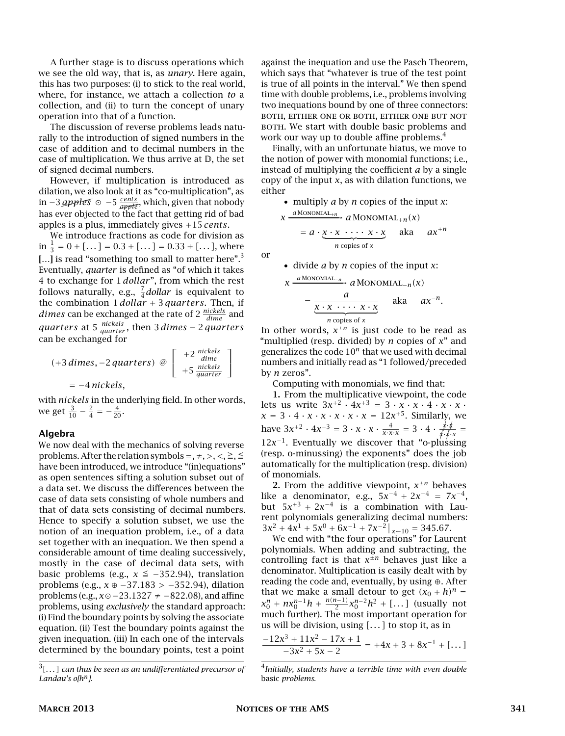A further stage is to discuss operations which we see the old way, that is, as *unary*. Here again, this has two purposes: (i) to stick to the real world, where, for instance, we attach a collection *to* a collection, and (ii) to turn the concept of unary operation into that of a function.

The discussion of reverse problems leads naturally to the introduction of signed numbers in the case of addition and to decimal numbers in the case of multiplication. We thus arrive at $\mathbb{D}$, the set of signed decimal numbers.

However, if multiplication is introduced as dilation, we also look at it as "co-multiplication", as in $-3\,\cancel{apples} \odot -5\,\frac{cents}{\cancel{apple}}$, which, given that nobody has ever objected to the fact that getting rid of bad apples is a plus, immediately gives $+15\,cents$.

We introduce fractions as code for division as in $\frac{1}{3} = 0 + [\dots] = 0.3 + [\dots] = 0.33 + [\dots]$, where **[...]** is read "something too small to matter here".[3] Eventually, *quarter* is defined as "of which it takes 4 to exchange for 1 *dollar*", from which the rest follows naturally, e.g., $\frac{7}{4}dollar$ is equivalent to the combination $1\,dollar + 3\,quarters$. Then, if *dimes* can be exchanged at the rate of $2\,\frac{nickels}{dime}$ and *quarters* at $5\,\frac{nickels}{quarter}$, then $3\,dimes - 2\,quarters$ can be exchanged for

$$(+3\,dimes, -2\,quarters)\ @ \begin{bmatrix} +2\,\frac{nickels}{dime} \\ +5\,\frac{nickels}{quarter} \end{bmatrix} = -4\,nickels,$$

with *nickels* in the underlying field. In other words, we get $\frac{3}{10} - \frac{2}{4} = -\frac{4}{20}$.

## Algebra

We now deal with the mechanics of solving reverse problems. After the relation symbols $=, \neq, >, <, \geqq, \leqq$ have been introduced, we introduce "(in)equations" as open sentences sifting a solution subset out of a data set. We discuss the differences between the case of data sets consisting of whole numbers and that of data sets consisting of decimal numbers. Hence to specify a solution subset, we use the notion of an inequation problem, i.e., of a data set together with an inequation. We then spend a considerable amount of time dealing successively, mostly in the case of decimal data sets, with basic problems (e.g., $x \leqq -352.94$), translation problems (e.g., $x \oplus -37.183 > -352.94$), dilation problems (e.g., $x \odot -23.1327 \neq -822.08$), and affine problems, using *exclusively* the standard approach: (i) Find the boundary points by solving the associate equation. (ii) Test the boundary points against the given inequation. (iii) In each one of the intervals determined by the boundary points, test a point against the inequation and use the Pasch Theorem, which says that "whatever is true of the test point is true of all points in the interval." We then spend time with double problems, i.e., problems involving two inequations bound by one of three connectors: BOTH, EITHER ONE OR BOTH, EITHER ONE BUT NOT BOTH. We start with double basic problems and work our way up to double affine problems.[4]

Finally, with an unfortunate hiatus, we move to the notion of power with monomial functions; i.e., instead of multiplying the coefficient $a$ by a single copy of the input $x$, as with dilation functions, we either

- multiply $a$ by $n$ copies of the input $x$:

$$x \xrightarrow{a\,\text{MONOMIAL}_{+n}} a\,\text{MONOMIAL}_{+n}(x) = a \cdot \underbrace{x \cdot x \cdot \cdots \cdot x \cdot x}_{n \text{ copies of } x} \quad \text{aka} \quad ax^{+n}$$

or

- divide $a$ by $n$ copies of the input $x$:

$$x \xrightarrow{a\,\text{MONOMIAL}_{-n}} a\,\text{MONOMIAL}_{-n}(x) = \frac{a}{\underbrace{x \cdot x \cdot \cdots \cdot x \cdot x}_{n \text{ copies of } x}} \quad \text{aka} \quad ax^{-n}.$$

In other words, $x^{\pm n}$ is just code to be read as "multiplied (resp. divided) by $n$ copies of $x$" and generalizes the code $10^n$ that we used with decimal numbers and initially read as "1 followed/preceded by $n$ zeros".

Computing with monomials, we find that:

**1.** From the multiplicative viewpoint, the code lets us write $3x^{+2} \cdot 4x^{+3} = 3 \cdot x \cdot x \cdot 4 \cdot x \cdot x \cdot x = 3 \cdot 4 \cdot x \cdot x \cdot x \cdot x \cdot x = 12x^{+5}$. Similarly, we have $3x^{+2} \cdot 4x^{-3} = 3 \cdot x \cdot x \cdot \frac{4}{x \cdot x \cdot x} = 3 \cdot 4 \cdot \frac{\cancel{x} \cdot \cancel{x}}{\cancel{x} \cdot \cancel{x} \cdot x} = 12x^{-1}$. Eventually we discover that "o-plussing (resp. o-minussing) the exponents" does the job automatically for the multiplication (resp. division) of monomials.

**2.** From the additive viewpoint, $x^{\pm n}$ behaves like a denominator, e.g., $5x^{-4} + 2x^{-4} = 7x^{-4}$, but $5x^{+3} + 2x^{-4}$ is a combination with Laurent polynomials generalizing decimal numbers: $3x^2 + 4x^1 + 5x^0 + 6x^{-1} + 7x^{-2}\,|_{x \leftarrow 10} = 345.67$.

We end with "the four operations" for Laurent polynomials. When adding and subtracting, the controlling fact is that $x^{\pm n}$ behaves just like a denominator. Multiplication is easily dealt with by reading the code and, eventually, by using $\oplus$. After that we make a small detour to get $(x_0 + h)^n = x_0^n + nx_0^{n-1}h + \frac{n(n-1)}{2}x_0^{n-2}h^2 + [\dots]$ (usually not much further). The most important operation for us will be division, using $[\dots]$ to stop it, as in

$$\frac{-12x^3 + 11x^2 - 17x + 1}{-3x^2 + 5x - 2} = +4x + 3 + 8x^{-1} + [\dots]$$

---

[3] *[...] can thus be seen as an undifferentiated precursor of Landau's o[$h^n$].*

[4] *Initially, students have a terrible time with even double* basic *problems.*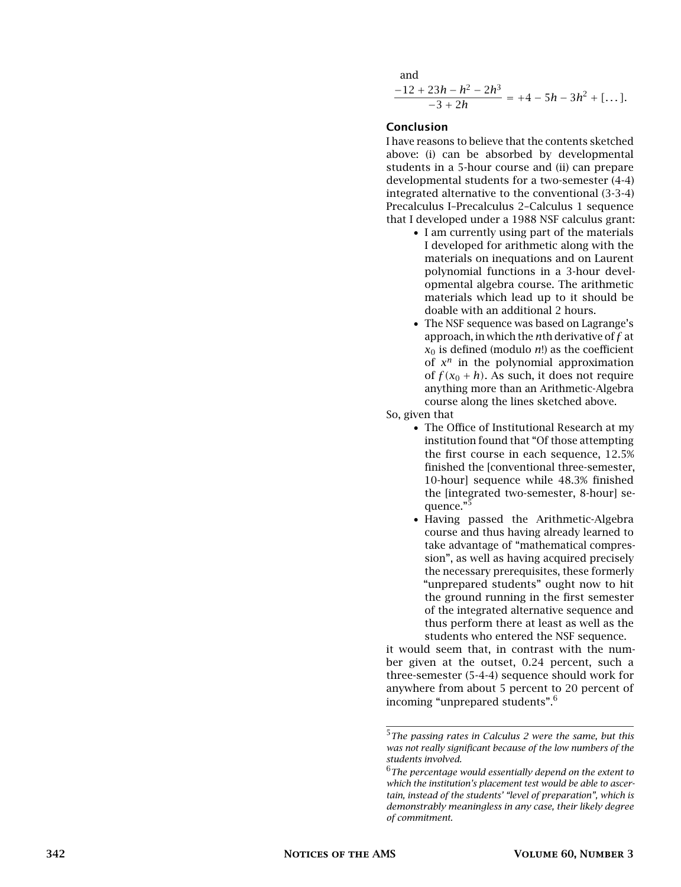and

$$\frac{-12 + 23h - h^2 - 2h^3}{-3 + 2h} = +4 - 5h - 3h^2 + [\dots].$$

## Conclusion

I have reasons to believe that the contents sketched above: (i) can be absorbed by developmental students in a 5-hour course and (ii) can prepare developmental students for a two-semester (4-4) integrated alternative to the conventional (3-3-4) Precalculus I–Precalculus 2–Calculus 1 sequence that I developed under a 1988 NSF calculus grant:

- I am currently using part of the materials I developed for arithmetic along with the materials on inequations and on Laurent polynomial functions in a 3-hour developmental algebra course. The arithmetic materials which lead up to it should be doable with an additional 2 hours.
- The NSF sequence was based on Lagrange's approach, in which the $n$th derivative of $f$ at $x_0$ is defined (modulo $n!$) as the coefficient of $x^n$ in the polynomial approximation of $f(x_0 + h)$. As such, it does not require anything more than an Arithmetic-Algebra course along the lines sketched above.

So, given that

- The Office of Institutional Research at my institution found that "Of those attempting the first course in each sequence, 12.5% finished the [conventional three-semester, 10-hour] sequence while 48.3% finished the [integrated two-semester, 8-hour] sequence."[5]
- Having passed the Arithmetic-Algebra course and thus having already learned to take advantage of "mathematical compression", as well as having acquired precisely the necessary prerequisites, these formerly "unprepared students" ought now to hit the ground running in the first semester of the integrated alternative sequence and thus perform there at least as well as the students who entered the NSF sequence.

it would seem that, in contrast with the number given at the outset, 0.24 percent, such a three-semester (5-4-4) sequence should work for anywhere from about 5 percent to 20 percent of incoming "unprepared students".[6]

---

[5] *The passing rates in Calculus 2 were the same, but this was not really significant because of the low numbers of the students involved.*

[6] *The percentage would essentially depend on the extent to which the institution's placement test would be able to ascertain, instead of the students' "level of preparation", which is demonstrably meaningless in any case, their likely degree of commitment.*